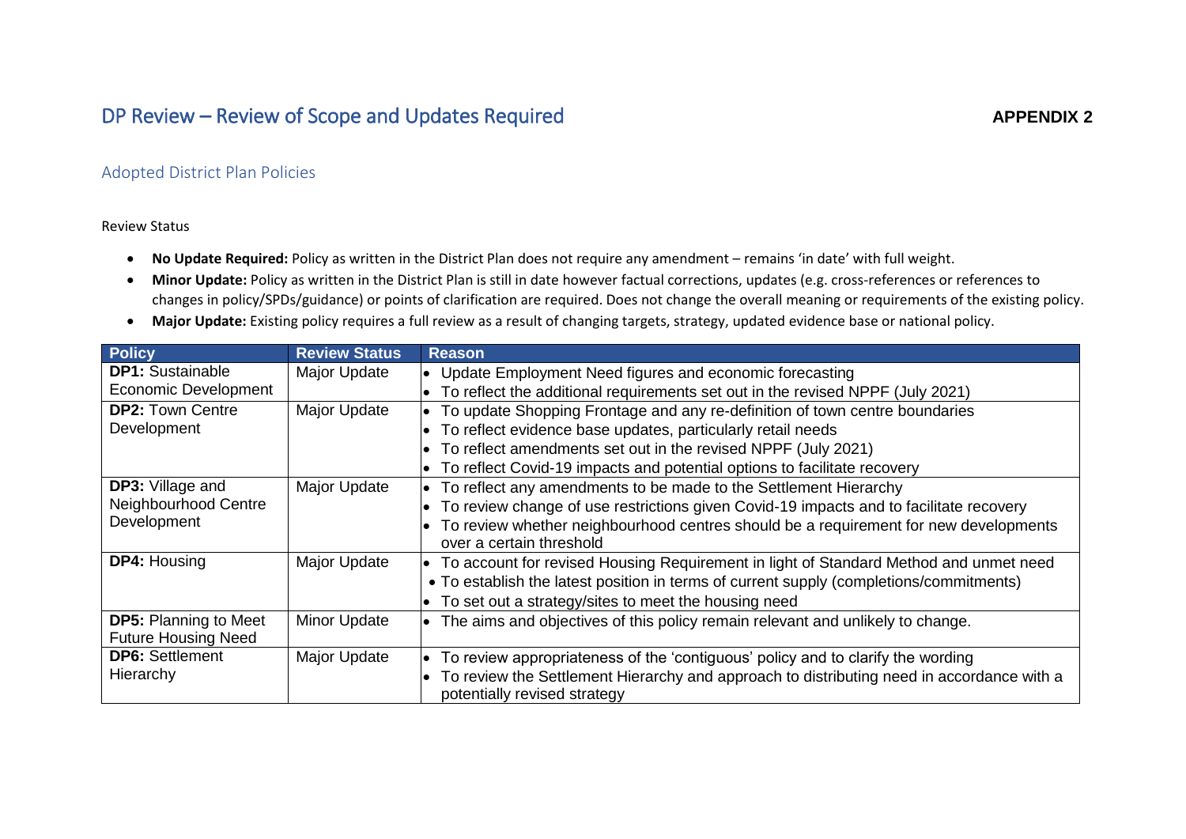# DP Review – Review of Scope and Updates Required

**APPENDIX 2**

## Adopted District Plan Policies

Review Status

- **No Update Required:** Policy as written in the District Plan does not require any amendment – remains 'in date' with full weight.
- **Minor Update:** Policy as written in the District Plan is still in date however factual corrections, updates (e.g. cross-references or references to changes in policy/SPDs/guidance) or points of clarification are required. Does not change the overall meaning or requirements of the existing policy.
- **Major Update:** Existing policy requires a full review as a result of changing targets, strategy, updated evidence base or national policy.

| Policy | Review Status | Reason |
| --- | --- | --- |
| **DP1:** Sustainable Economic Development | Major Update | • Update Employment Need figures and economic forecasting<br>• To reflect the additional requirements set out in the revised NPPF (July 2021) |
| **DP2:** Town Centre Development | Major Update | • To update Shopping Frontage and any re-definition of town centre boundaries<br>• To reflect evidence base updates, particularly retail needs<br>• To reflect amendments set out in the revised NPPF (July 2021)<br>• To reflect Covid-19 impacts and potential options to facilitate recovery |
| **DP3:** Village and Neighbourhood Centre Development | Major Update | • To reflect any amendments to be made to the Settlement Hierarchy<br>• To review change of use restrictions given Covid-19 impacts and to facilitate recovery<br>• To review whether neighbourhood centres should be a requirement for new developments over a certain threshold |
| **DP4:** Housing | Major Update | • To account for revised Housing Requirement in light of Standard Method and unmet need<br>• To establish the latest position in terms of current supply (completions/commitments)<br>• To set out a strategy/sites to meet the housing need |
| **DP5:** Planning to Meet Future Housing Need | Minor Update | • The aims and objectives of this policy remain relevant and unlikely to change. |
| **DP6:** Settlement Hierarchy | Major Update | • To review appropriateness of the 'contiguous' policy and to clarify the wording<br>• To review the Settlement Hierarchy and approach to distributing need in accordance with a potentially revised strategy |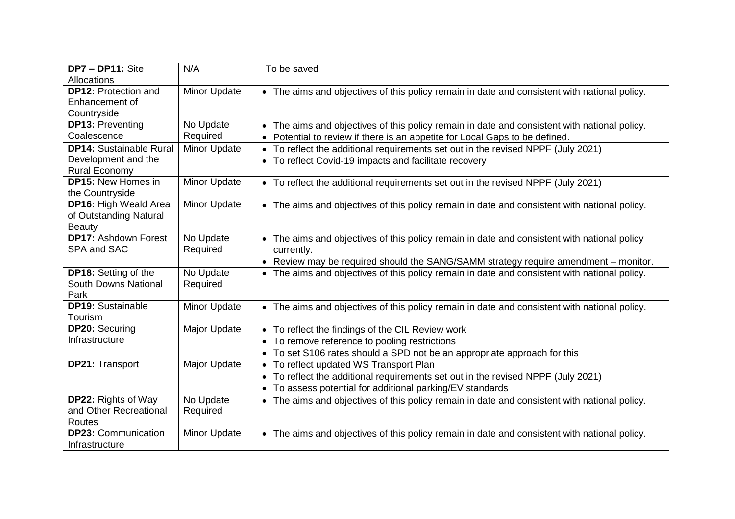| | | |
|---|---|---|
| **DP7 – DP11:** Site Allocations | N/A | To be saved |
| **DP12:** Protection and Enhancement of Countryside | Minor Update | • The aims and objectives of this policy remain in date and consistent with national policy. |
| **DP13:** Preventing Coalescence | No Update Required | • The aims and objectives of this policy remain in date and consistent with national policy.<br>• Potential to review if there is an appetite for Local Gaps to be defined. |
| **DP14:** Sustainable Rural Development and the Rural Economy | Minor Update | • To reflect the additional requirements set out in the revised NPPF (July 2021)<br>• To reflect Covid-19 impacts and facilitate recovery |
| **DP15:** New Homes in the Countryside | Minor Update | • To reflect the additional requirements set out in the revised NPPF (July 2021) |
| **DP16:** High Weald Area of Outstanding Natural Beauty | Minor Update | • The aims and objectives of this policy remain in date and consistent with national policy. |
| **DP17:** Ashdown Forest SPA and SAC | No Update Required | • The aims and objectives of this policy remain in date and consistent with national policy currently.<br>• Review may be required should the SANG/SAMM strategy require amendment – monitor. |
| **DP18:** Setting of the South Downs National Park | No Update Required | • The aims and objectives of this policy remain in date and consistent with national policy. |
| **DP19:** Sustainable Tourism | Minor Update | • The aims and objectives of this policy remain in date and consistent with national policy. |
| **DP20:** Securing Infrastructure | Major Update | • To reflect the findings of the CIL Review work<br>• To remove reference to pooling restrictions<br>• To set S106 rates should a SPD not be an appropriate approach for this |
| **DP21:** Transport | Major Update | • To reflect updated WS Transport Plan<br>• To reflect the additional requirements set out in the revised NPPF (July 2021)<br>• To assess potential for additional parking/EV standards |
| **DP22:** Rights of Way and Other Recreational Routes | No Update Required | • The aims and objectives of this policy remain in date and consistent with national policy. |
| **DP23:** Communication Infrastructure | Minor Update | • The aims and objectives of this policy remain in date and consistent with national policy. |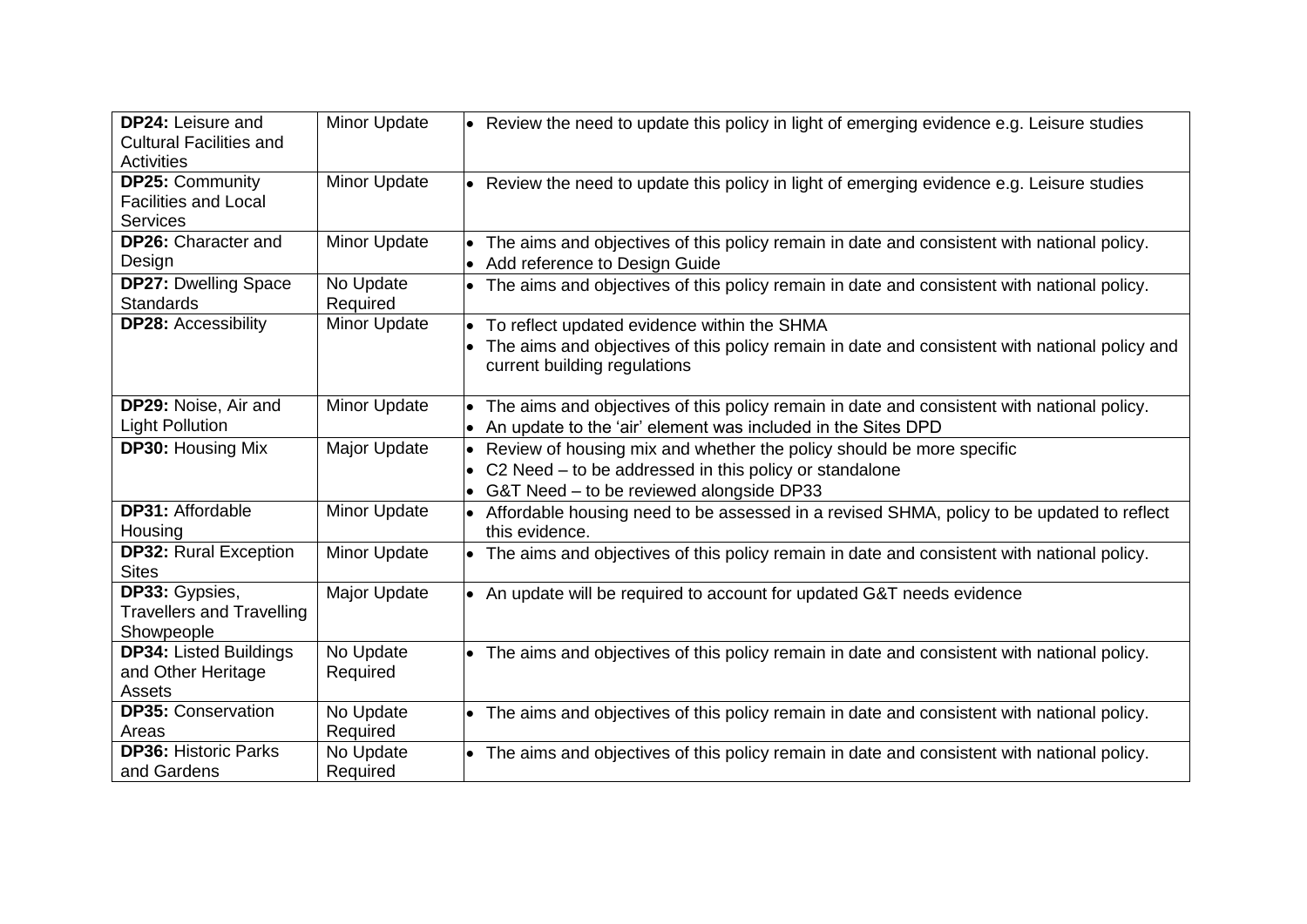| | | |
|---|---|---|
| **DP24:** Leisure and Cultural Facilities and Activities | Minor Update | • Review the need to update this policy in light of emerging evidence e.g. Leisure studies |
| **DP25:** Community Facilities and Local Services | Minor Update | • Review the need to update this policy in light of emerging evidence e.g. Leisure studies |
| **DP26:** Character and Design | Minor Update | • The aims and objectives of this policy remain in date and consistent with national policy.<br>• Add reference to Design Guide |
| **DP27:** Dwelling Space Standards | No Update Required | • The aims and objectives of this policy remain in date and consistent with national policy. |
| **DP28:** Accessibility | Minor Update | • To reflect updated evidence within the SHMA<br>• The aims and objectives of this policy remain in date and consistent with national policy and current building regulations |
| **DP29:** Noise, Air and Light Pollution | Minor Update | • The aims and objectives of this policy remain in date and consistent with national policy.<br>• An update to the 'air' element was included in the Sites DPD |
| **DP30:** Housing Mix | Major Update | • Review of housing mix and whether the policy should be more specific<br>• C2 Need – to be addressed in this policy or standalone<br>• G&T Need – to be reviewed alongside DP33 |
| **DP31:** Affordable Housing | Minor Update | • Affordable housing need to be assessed in a revised SHMA, policy to be updated to reflect this evidence. |
| **DP32:** Rural Exception Sites | Minor Update | • The aims and objectives of this policy remain in date and consistent with national policy. |
| **DP33:** Gypsies, Travellers and Travelling Showpeople | Major Update | • An update will be required to account for updated G&T needs evidence |
| **DP34:** Listed Buildings and Other Heritage Assets | No Update Required | • The aims and objectives of this policy remain in date and consistent with national policy. |
| **DP35:** Conservation Areas | No Update Required | • The aims and objectives of this policy remain in date and consistent with national policy. |
| **DP36:** Historic Parks and Gardens | No Update Required | • The aims and objectives of this policy remain in date and consistent with national policy. |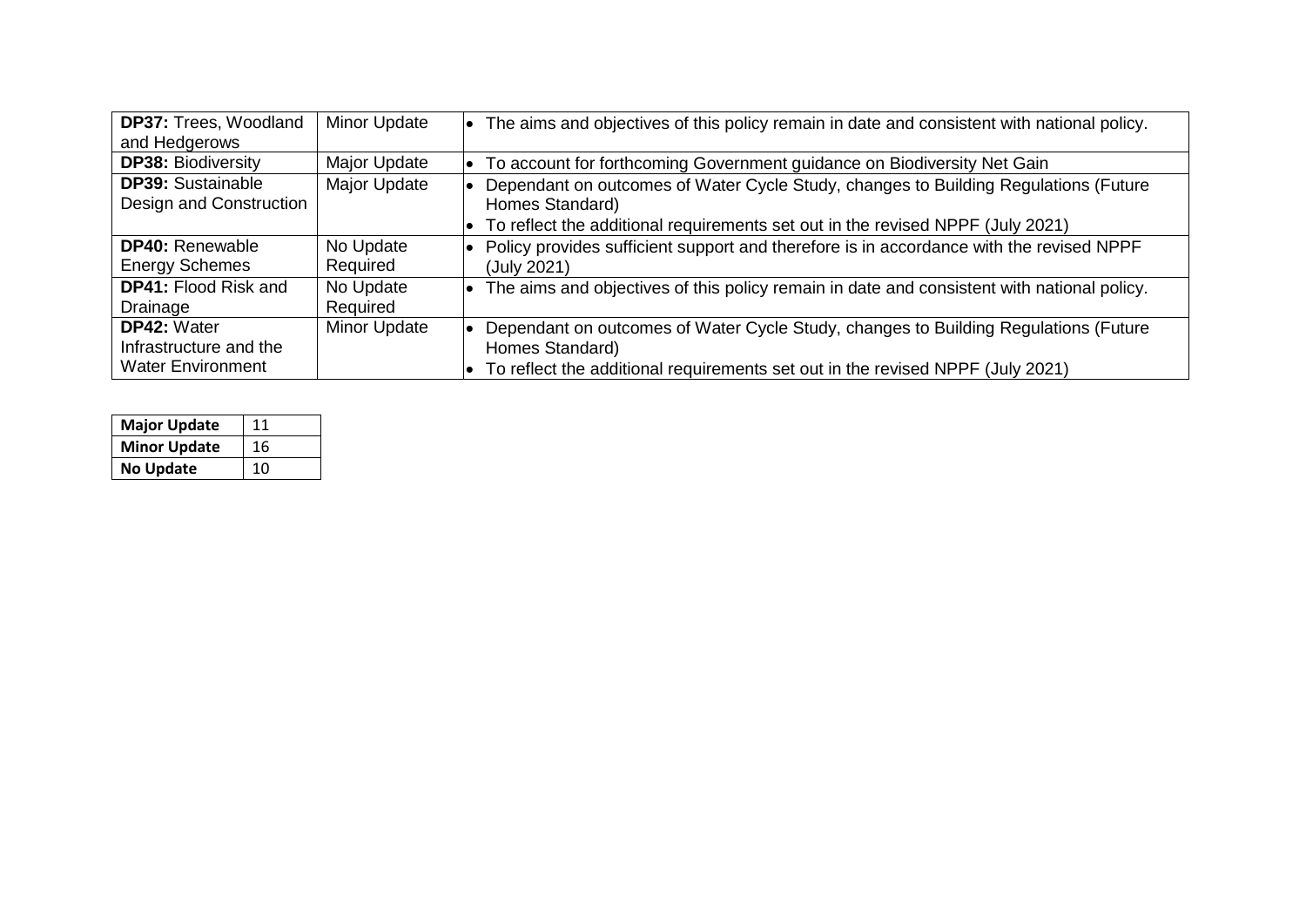| | | |
|---|---|---|
| **DP37:** Trees, Woodland and Hedgerows | Minor Update | • The aims and objectives of this policy remain in date and consistent with national policy. |
| **DP38:** Biodiversity | Major Update | • To account for forthcoming Government guidance on Biodiversity Net Gain |
| **DP39:** Sustainable Design and Construction | Major Update | • Dependant on outcomes of Water Cycle Study, changes to Building Regulations (Future Homes Standard)<br>• To reflect the additional requirements set out in the revised NPPF (July 2021) |
| **DP40:** Renewable Energy Schemes | No Update Required | • Policy provides sufficient support and therefore is in accordance with the revised NPPF (July 2021) |
| **DP41:** Flood Risk and Drainage | No Update Required | • The aims and objectives of this policy remain in date and consistent with national policy. |
| **DP42:** Water Infrastructure and the Water Environment | Minor Update | • Dependant on outcomes of Water Cycle Study, changes to Building Regulations (Future Homes Standard)<br>• To reflect the additional requirements set out in the revised NPPF (July 2021) |

| | |
|---|---|
| **Major Update** | 11 |
| **Minor Update** | 16 |
| **No Update** | 10 |